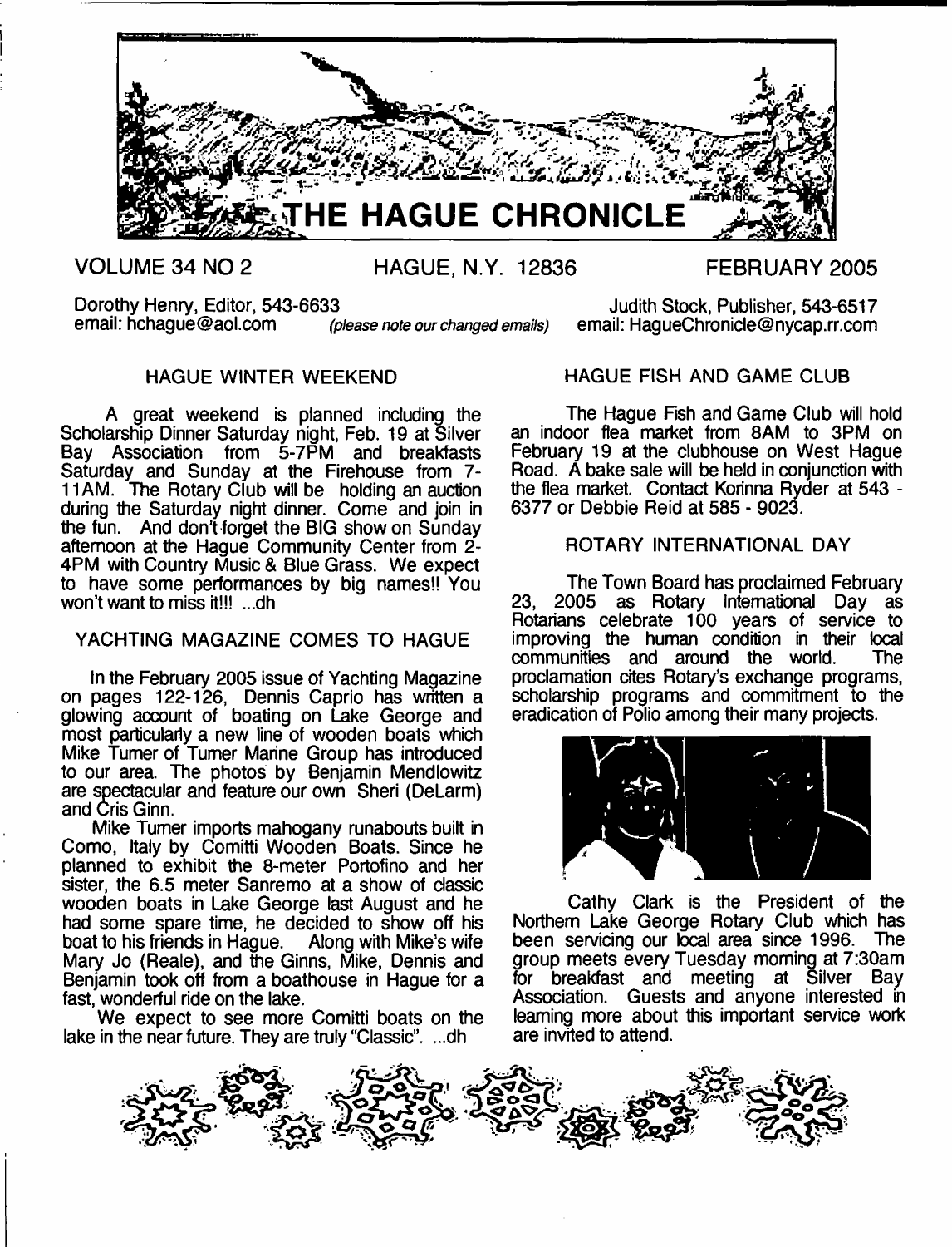# THE HAGUE CHRONICLE

VOLUME 34 NO 2 HAGUE, N.Y. 12836 FEBRUARY 2005

Dorothy Henry, Editor, 543-6633
email: hchague@aol.com *(please note our changed emails)*

Judith Stock, Publisher, 543-6517
email: HagueChronicle@nycap.rr.com

## HAGUE WINTER WEEKEND

A great weekend is planned including the Scholarship Dinner Saturday night, Feb. 19 at Silver Bay Association from 5-7PM and breakfasts Saturday and Sunday at the Firehouse from 7-11AM. The Rotary Club will be holding an auction during the Saturday night dinner. Come and join in the fun. And don't forget the BIG show on Sunday afternoon at the Hague Community Center from 2-4PM with Country Music & Blue Grass. We expect to have some performances by big names!! You won't want to miss it!!! ...dh

## YACHTING MAGAZINE COMES TO HAGUE

In the February 2005 issue of Yachting Magazine on pages 122-126, Dennis Caprio has written a glowing account of boating on Lake George and most particularly a new line of wooden boats which Mike Turner of Turner Marine Group has introduced to our area. The photos by Benjamin Mendlowitz are spectacular and feature our own Sheri (DeLarm) and Cris Ginn.

Mike Turner imports mahogany runabouts built in Como, Italy by Comitti Wooden Boats. Since he planned to exhibit the 8-meter Portofino and her sister, the 6.5 meter Sanremo at a show of classic wooden boats in Lake George last August and he had some spare time, he decided to show off his boat to his friends in Hague. Along with Mike's wife Mary Jo (Reale), and the Ginns, Mike, Dennis and Benjamin took off from a boathouse in Hague for a fast, wonderful ride on the lake.

We expect to see more Comitti boats on the lake in the near future. They are truly "Classic". ...dh

## HAGUE FISH AND GAME CLUB

The Hague Fish and Game Club will hold an indoor flea market from 8AM to 3PM on February 19 at the clubhouse on West Hague Road. A bake sale will be held in conjunction with the flea market. Contact Korinna Ryder at 543 - 6377 or Debbie Reid at 585 - 9023.

## ROTARY INTERNATIONAL DAY

The Town Board has proclaimed February 23, 2005 as Rotary International Day as Rotarians celebrate 100 years of service to improving the human condition in their local communities and around the world. The proclamation cites Rotary's exchange programs, scholarship programs and commitment to the eradication of Polio among their many projects.

Cathy Clark is the President of the Northern Lake George Rotary Club which has been servicing our local area since 1996. The group meets every Tuesday morning at 7:30am for breakfast and meeting at Silver Bay Association. Guests and anyone interested in learning more about this important service work are invited to attend.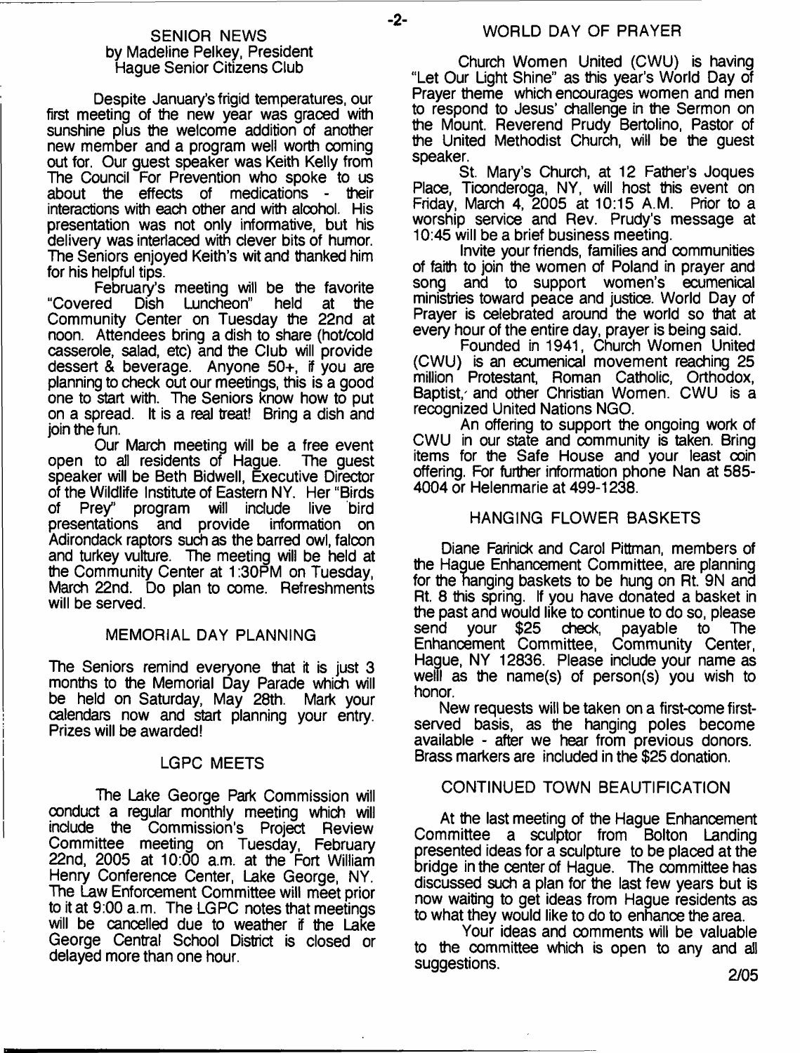## SENIOR NEWS
by Madeline Pelkey, President
Hague Senior Citizens Club

Despite January's frigid temperatures, our first meeting of the new year was graced with sunshine plus the welcome addition of another new member and a program well worth coming out for. Our guest speaker was Keith Kelly from The Council For Prevention who spoke to us about the effects of medications - their interactions with each other and with alcohol. His presentation was not only informative, but his delivery was interlaced with clever bits of humor. The Seniors enjoyed Keith's wit and thanked him for his helpful tips.

February's meeting will be the favorite "Covered Dish Luncheon" held at the Community Center on Tuesday the 22nd at noon. Attendees bring a dish to share (hot/cold casserole, salad, etc) and the Club will provide dessert & beverage. Anyone 50+, if you are planning to check out our meetings, this is a good one to start with. The Seniors know how to put on a spread. It is a real treat! Bring a dish and join the fun.

Our March meeting will be a free event open to all residents of Hague. The guest speaker will be Beth Bidwell, Executive Director of the Wildlife Institute of Eastern NY. Her "Birds of Prey" program will include live bird presentations and provide information on Adirondack raptors such as the barred owl, falcon and turkey vulture. The meeting will be held at the Community Center at 1:30PM on Tuesday, March 22nd. Do plan to come. Refreshments will be served.

## MEMORIAL DAY PLANNING

The Seniors remind everyone that it is just 3 months to the Memorial Day Parade which will be held on Saturday, May 28th. Mark your calendars now and start planning your entry. Prizes will be awarded!

## LGPC MEETS

The Lake George Park Commission will conduct a regular monthly meeting which will include the Commission's Project Review Committee meeting on Tuesday, February 22nd, 2005 at 10:00 a.m. at the Fort William Henry Conference Center, Lake George, NY. The Law Enforcement Committee will meet prior to it at 9:00 a.m. The LGPC notes that meetings will be cancelled due to weather if the Lake George Central School District is closed or delayed more than one hour.

## WORLD DAY OF PRAYER

Church Women United (CWU) is having "Let Our Light Shine" as this year's World Day of Prayer theme which encourages women and men to respond to Jesus' challenge in the Sermon on the Mount. Reverend Prudy Bertolino, Pastor of the United Methodist Church, will be the guest speaker.

St. Mary's Church, at 12 Father's Joques Place, Ticonderoga, NY, will host this event on Friday, March 4, 2005 at 10:15 A.M. Prior to a worship service and Rev. Prudy's message at 10:45 will be a brief business meeting.

Invite your friends, families and communities of faith to join the women of Poland in prayer and song and to support women's ecumenical ministries toward peace and justice. World Day of Prayer is celebrated around the world so that at every hour of the entire day, prayer is being said.

Founded in 1941, Church Women United (CWU) is an ecumenical movement reaching 25 million Protestant, Roman Catholic, Orthodox, Baptist, and other Christian Women. CWU is a recognized United Nations NGO.

An offering to support the ongoing work of CWU in our state and community is taken. Bring items for the Safe House and your least coin offering. For further information phone Nan at 585-4004 or Helenmarie at 499-1238.

## HANGING FLOWER BASKETS

Diane Farinick and Carol Pittman, members of the Hague Enhancement Committee, are planning for the hanging baskets to be hung on Rt. 9N and Rt. 8 this spring. If you have donated a basket in the past and would like to continue to do so, please send your $25 check, payable to The Enhancement Committee, Community Center, Hague, NY 12836. Please include your name as welll as the name(s) of person(s) you wish to honor.

New requests will be taken on a first-come first-served basis, as the hanging poles become available - after we hear from previous donors. Brass markers are included in the $25 donation.

## CONTINUED TOWN BEAUTIFICATION

At the last meeting of the Hague Enhancement Committee a sculptor from Bolton Landing presented ideas for a sculpture to be placed at the bridge in the center of Hague. The committee has discussed such a plan for the last few years but is now waiting to get ideas from Hague residents as to what they would like to do to enhance the area.

Your ideas and comments will be valuable to the committee which is open to any and all suggestions.

2/05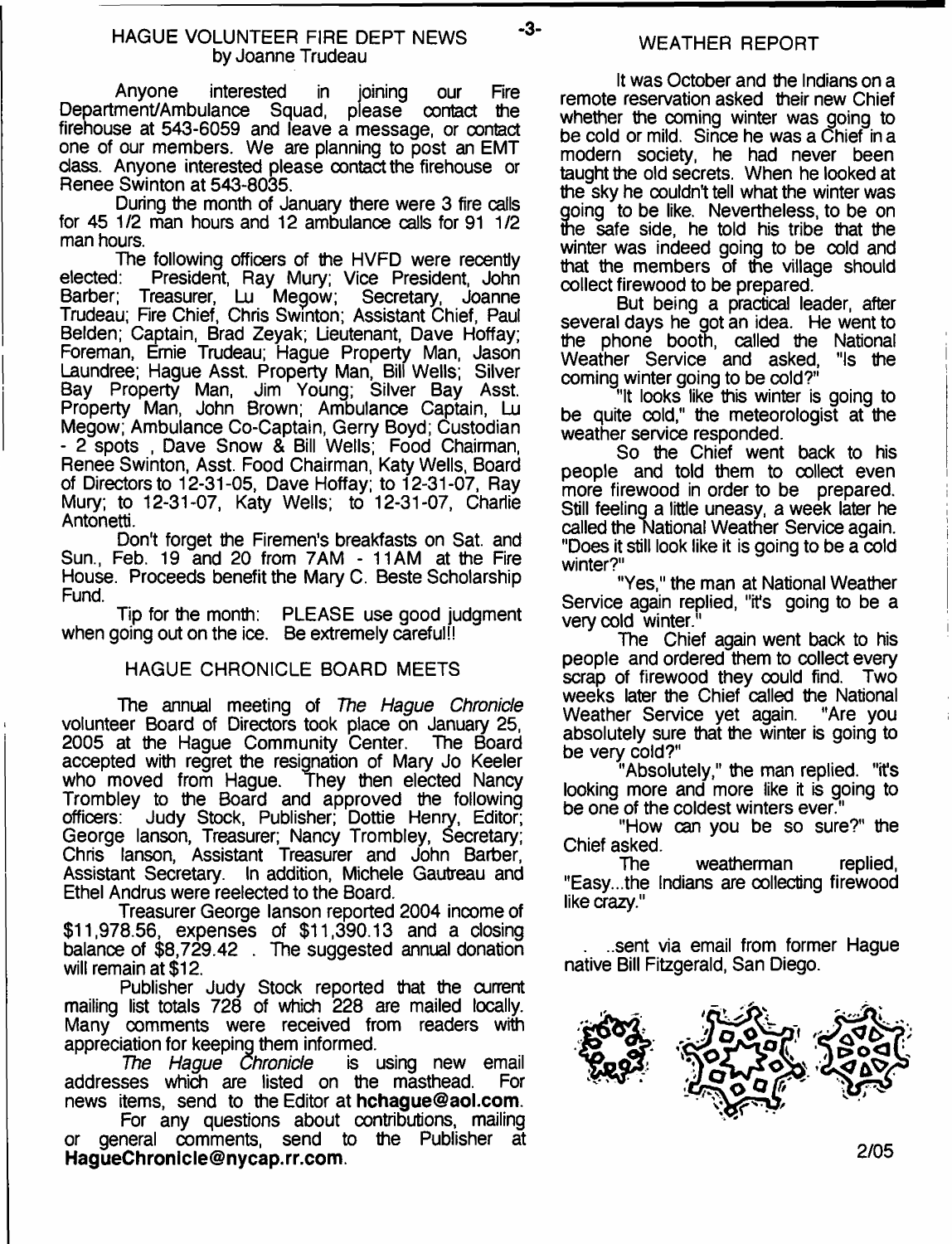## HAGUE VOLUNTEER FIRE DEPT NEWS
by Joanne Trudeau

Anyone interested in joining our Fire Department/Ambulance Squad, please contact the firehouse at 543-6059 and leave a message, or contact one of our members. We are planning to post an EMT class. Anyone interested please contact the firehouse or Renee Swinton at 543-8035.

During the month of January there were 3 fire calls for 45 1/2 man hours and 12 ambulance calls for 91 1/2 man hours.

The following officers of the HVFD were recently elected: President, Ray Mury; Vice President, John Barber; Treasurer, Lu Megow; Secretary, Joanne Trudeau; Fire Chief, Chris Swinton; Assistant Chief, Paul Belden; Captain, Brad Zeyak; Lieutenant, Dave Hoffay; Foreman, Ernie Trudeau; Hague Property Man, Jason Laundree; Hague Asst. Property Man, Bill Wells; Silver Bay Property Man, Jim Young; Silver Bay Asst. Property Man, John Brown; Ambulance Captain, Lu Megow; Ambulance Co-Captain, Gerry Boyd; Custodian - 2 spots , Dave Snow & Bill Wells; Food Chairman, Renee Swinton, Asst. Food Chairman, Katy Wells, Board of Directors to 12-31-05, Dave Hoffay; to 12-31-07, Ray Mury; to 12-31-07, Katy Wells; to 12-31-07, Charlie Antonetti.

Don't forget the Firemen's breakfasts on Sat. and Sun., Feb. 19 and 20 from 7AM - 11AM at the Fire House. Proceeds benefit the Mary C. Beste Scholarship Fund.

Tip for the month: PLEASE use good judgment when going out on the ice. Be extremely careful!!

## HAGUE CHRONICLE BOARD MEETS

The annual meeting of *The Hague Chronicle* volunteer Board of Directors took place on January 25, 2005 at the Hague Community Center. The Board accepted with regret the resignation of Mary Jo Keeler who moved from Hague. They then elected Nancy Trombley to the Board and approved the following officers: Judy Stock, Publisher; Dottie Henry, Editor; George Ianson, Treasurer; Nancy Trombley, Secretary; Chris Ianson, Assistant Treasurer and John Barber, Assistant Secretary. In addition, Michele Gautreau and Ethel Andrus were reelected to the Board.

Treasurer George Ianson reported 2004 income of $11,978.56, expenses of $11,390.13 and a closing balance of $8,729.42 . The suggested annual donation will remain at $12.

Publisher Judy Stock reported that the current mailing list totals 728 of which 228 are mailed locally. Many comments were received from readers with appreciation for keeping them informed.

*The Hague Chronicle* is using new email addresses which are listed on the masthead. For news items, send to the Editor at **hchague@aol.com**.

For any questions about contributions, mailing or general comments, send to the Publisher at **HagueChronicle@nycap.rr.com**.

## WEATHER REPORT

It was October and the Indians on a remote reservation asked their new Chief whether the coming winter was going to be cold or mild. Since he was a Chief in a modern society, he had never been taught the old secrets. When he looked at the sky he couldn't tell what the winter was going to be like. Nevertheless, to be on the safe side, he told his tribe that the winter was indeed going to be cold and that the members of the village should collect firewood to be prepared.

But being a practical leader, after several days he got an idea. He went to the phone booth, called the National Weather Service and asked, "Is the coming winter going to be cold?"

"It looks like this winter is going to be quite cold," the meteorologist at the weather service responded.

So the Chief went back to his people and told them to collect even more firewood in order to be prepared. Still feeling a little uneasy, a week later he called the National Weather Service again. "Does it still look like it is going to be a cold winter?"

"Yes," the man at National Weather Service again replied, "it's going to be a very cold winter."

The Chief again went back to his people and ordered them to collect every scrap of firewood they could find. Two weeks later the Chief called the National Weather Service yet again. "Are you absolutely sure that the winter is going to be very cold?"

"Absolutely," the man replied. "it's looking more and more like it is going to be one of the coldest winters ever."

"How can you be so sure?" the Chief asked.

The weatherman replied, "Easy...the Indians are collecting firewood like crazy."

...sent via email from former Hague native Bill Fitzgerald, San Diego.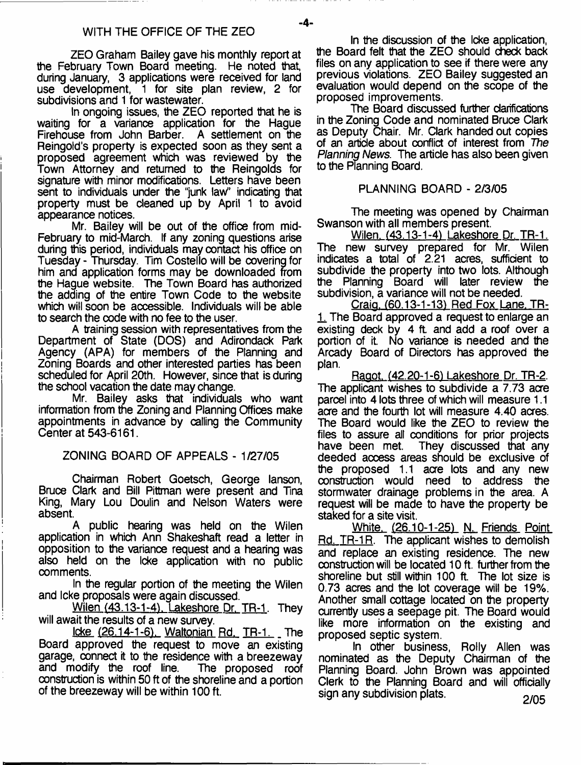## WITH THE OFFICE OF THE ZEO

ZEO Graham Bailey gave his monthly report at the February Town Board meeting. He noted that, during January, 3 applications were received for land use development, 1 for site plan review, 2 for subdivisions and 1 for wastewater.

In ongoing issues, the ZEO reported that he is waiting for a variance application for the Hague Firehouse from John Barber. A settlement on the Reingold's property is expected soon as they sent a proposed agreement which was reviewed by the Town Attorney and returned to the Reingolds for signature with minor modifications. Letters have been sent to individuals under the "junk law" indicating that property must be cleaned up by April 1 to avoid appearance notices.

Mr. Bailey will be out of the office from mid-February to mid-March. If any zoning questions arise during this period, individuals may contact his office on Tuesday - Thursday. Tim Costello will be covering for him and application forms may be downloaded from the Hague website. The Town Board has authorized the adding of the entire Town Code to the website which will soon be accessible. Individuals will be able to search the code with no fee to the user.

A training session with representatives from the Department of State (DOS) and Adirondack Park Agency (APA) for members of the Planning and Zoning Boards and other interested parties has been scheduled for April 20th. However, since that is during the school vacation the date may change.

Mr. Bailey asks that individuals who want information from the Zoning and Planning Offices make appointments in advance by calling the Community Center at 543-6161.

## ZONING BOARD OF APPEALS - 1/27/05

Chairman Robert Goetsch, George Ianson, Bruce Clark and Bill Pittman were present and Tina King, Mary Lou Doulin and Nelson Waters were absent.

A public hearing was held on the Wilen application in which Ann Shakeshaft read a letter in opposition to the variance request and a hearing was also held on the Icke application with no public comments.

In the regular portion of the meeting the Wilen and Icke proposals were again discussed.

Wilen (43.13-1-4), Lakeshore Dr. TR-1. They will await the results of a new survey.

Icke (26.14-1-6), Waltonian Rd., TR-1. The Board approved the request to move an existing garage, connect it to the residence with a breezeway and modify the roof line. The proposed roof construction is within 50 ft of the shoreline and a portion of the breezeway will be within 100 ft.

In the discussion of the Icke application, the Board felt that the ZEO should check back files on any application to see if there were any previous violations. ZEO Bailey suggested an evaluation would depend on the scope of the proposed improvements.

The Board discussed further clarifications in the Zoning Code and nominated Bruce Clark as Deputy Chair. Mr. Clark handed out copies of an article about conflict of interest from *The Planning News*. The article has also been given to the Planning Board.

## PLANNING BOARD - 2/3/05

The meeting was opened by Chairman Swanson with all members present.

Wilen, (43.13-1-4) Lakeshore Dr. TR-1. The new survey prepared for Mr. Wilen indicates a total of 2.21 acres, sufficient to subdivide the property into two lots. Although the Planning Board will later review the subdivision, a variance will not be needed.

Craig, (60.13-1-13) Red Fox Lane, TR-1. The Board approved a request to enlarge an existing deck by 4 ft. and add a roof over a portion of it. No variance is needed and the Arcady Board of Directors has approved the plan.

Ragot, (42.20-1-6) Lakeshore Dr. TR-2. The applicant wishes to subdivide a 7.73 acre parcel into 4 lots three of which will measure 1.1 acre and the fourth lot will measure 4.40 acres. The Board would like the ZEO to review the files to assure all conditions for prior projects have been met. They discussed that any deeded access areas should be exclusive of the proposed 1.1 acre lots and any new construction would need to address the stormwater drainage problems in the area. A request will be made to have the property be staked for a site visit.

White, (26.10-1-25) N. Friends Point Rd. TR-1R. The applicant wishes to demolish and replace an existing residence. The new construction will be located 10 ft. further from the shoreline but still within 100 ft. The lot size is 0.73 acres and the lot coverage will be 19%. Another small cottage located on the property currently uses a seepage pit. The Board would like more information on the existing and proposed septic system.

In other business, Rolly Allen was nominated as the Deputy Chairman of the Planning Board. John Brown was appointed Clerk to the Planning Board and will officially sign any subdivision plats.

2/05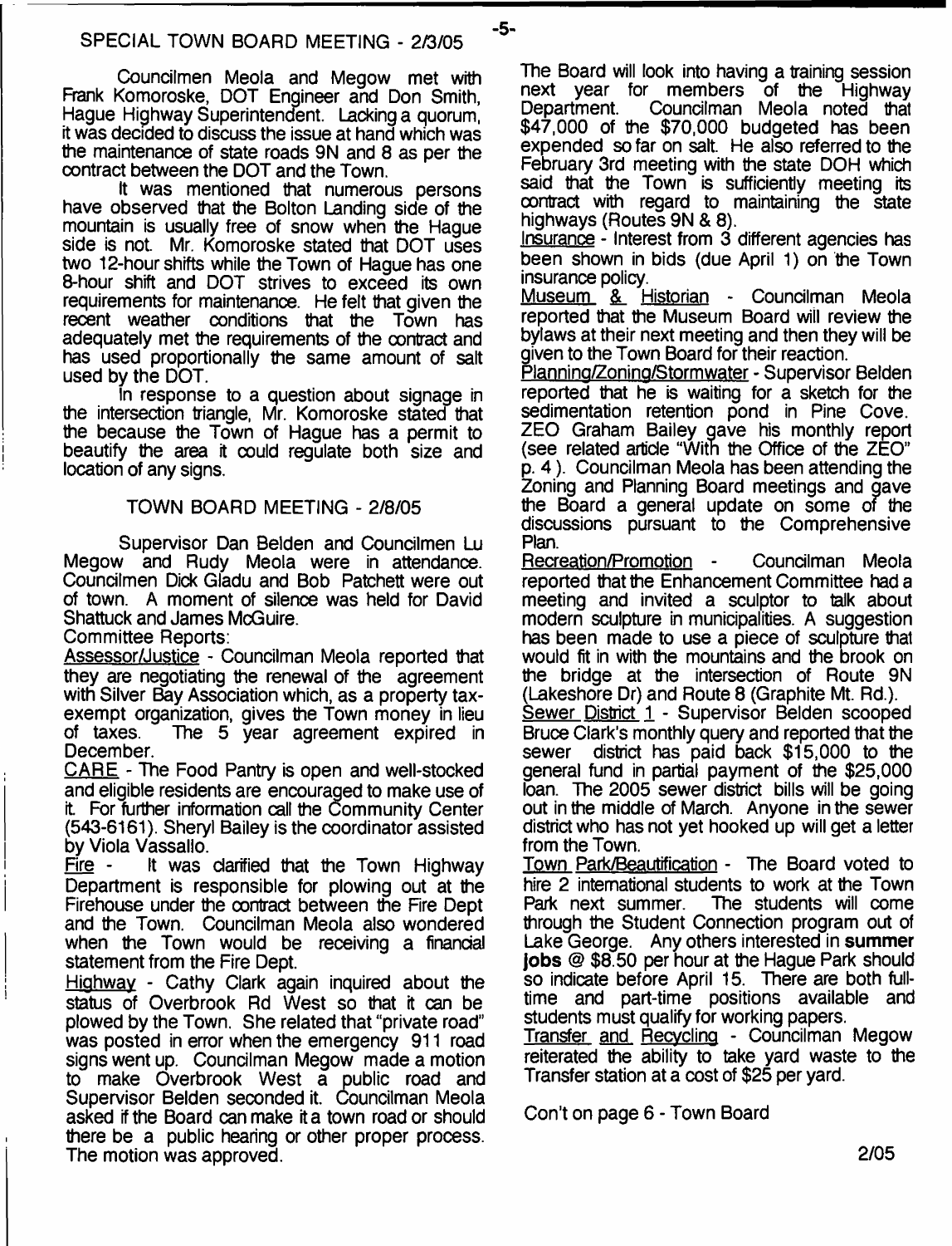## SPECIAL TOWN BOARD MEETING - 2/3/05

Councilmen Meola and Megow met with Frank Komoroske, DOT Engineer and Don Smith, Hague Highway Superintendent. Lacking a quorum, it was decided to discuss the issue at hand which was the maintenance of state roads 9N and 8 as per the contract between the DOT and the Town.

It was mentioned that numerous persons have observed that the Bolton Landing side of the mountain is usually free of snow when the Hague side is not. Mr. Komoroske stated that DOT uses two 12-hour shifts while the Town of Hague has one 8-hour shift and DOT strives to exceed its own requirements for maintenance. He felt that given the recent weather conditions that the Town has adequately met the requirements of the contract and has used proportionally the same amount of salt used by the DOT.

In response to a question about signage in the intersection triangle, Mr. Komoroske stated that the because the Town of Hague has a permit to beautify the area it could regulate both size and location of any signs.

## TOWN BOARD MEETING - 2/8/05

Supervisor Dan Belden and Councilmen Lu Megow and Rudy Meola were in attendance. Councilmen Dick Gladu and Bob Patchett were out of town. A moment of silence was held for David Shattuck and James McGuire.

Committee Reports:

Assessor/Justice - Councilman Meola reported that they are negotiating the renewal of the agreement with Silver Bay Association which, as a property tax-exempt organization, gives the Town money in lieu of taxes. The 5 year agreement expired in December.

CARE - The Food Pantry is open and well-stocked and eligible residents are encouraged to make use of it. For further information call the Community Center (543-6161). Sheryl Bailey is the coordinator assisted by Viola Vassallo.

Fire - It was clarified that the Town Highway Department is responsible for plowing out at the Firehouse under the contract between the Fire Dept and the Town. Councilman Meola also wondered when the Town would be receiving a financial statement from the Fire Dept.

Highway - Cathy Clark again inquired about the status of Overbrook Rd West so that it can be plowed by the Town. She related that "private road" was posted in error when the emergency 911 road signs went up. Councilman Megow made a motion to make Overbrook West a public road and Supervisor Belden seconded it. Councilman Meola asked if the Board can make it a town road or should there be a public hearing or other proper process. The motion was approved.

The Board will look into having a training session next year for members of the Highway Department. Councilman Meola noted that $47,000 of the $70,000 budgeted has been expended so far on salt. He also referred to the February 3rd meeting with the state DOH which said that the Town is sufficiently meeting its contract with regard to maintaining the state highways (Routes 9N & 8).

Insurance - Interest from 3 different agencies has been shown in bids (due April 1) on the Town insurance policy.

Museum & Historian - Councilman Meola reported that the Museum Board will review the bylaws at their next meeting and then they will be given to the Town Board for their reaction.

Planning/Zoning/Stormwater - Supervisor Belden reported that he is waiting for a sketch for the sedimentation retention pond in Pine Cove. ZEO Graham Bailey gave his monthly report (see related article "With the Office of the ZEO" p. 4). Councilman Meola has been attending the Zoning and Planning Board meetings and gave the Board a general update on some of the discussions pursuant to the Comprehensive Plan.

Recreation/Promotion - Councilman Meola reported that the Enhancement Committee had a meeting and invited a sculptor to talk about modern sculpture in municipalities. A suggestion has been made to use a piece of sculpture that would fit in with the mountains and the brook on the bridge at the intersection of Route 9N (Lakeshore Dr) and Route 8 (Graphite Mt. Rd.).

Sewer District 1 - Supervisor Belden scooped Bruce Clark's monthly query and reported that the sewer district has paid back $15,000 to the general fund in partial payment of the $25,000 loan. The 2005 sewer district bills will be going out in the middle of March. Anyone in the sewer district who has not yet hooked up will get a letter from the Town.

Town Park/Beautification - The Board voted to hire 2 international students to work at the Town Park next summer. The students will come through the Student Connection program out of Lake George. Any others interested in **summer jobs** @ $8.50 per hour at the Hague Park should so indicate before April 15. There are both full-time and part-time positions available and students must qualify for working papers.

Transfer and Recycling - Councilman Megow reiterated the ability to take yard waste to the Transfer station at a cost of $25 per yard.

Con't on page 6 - Town Board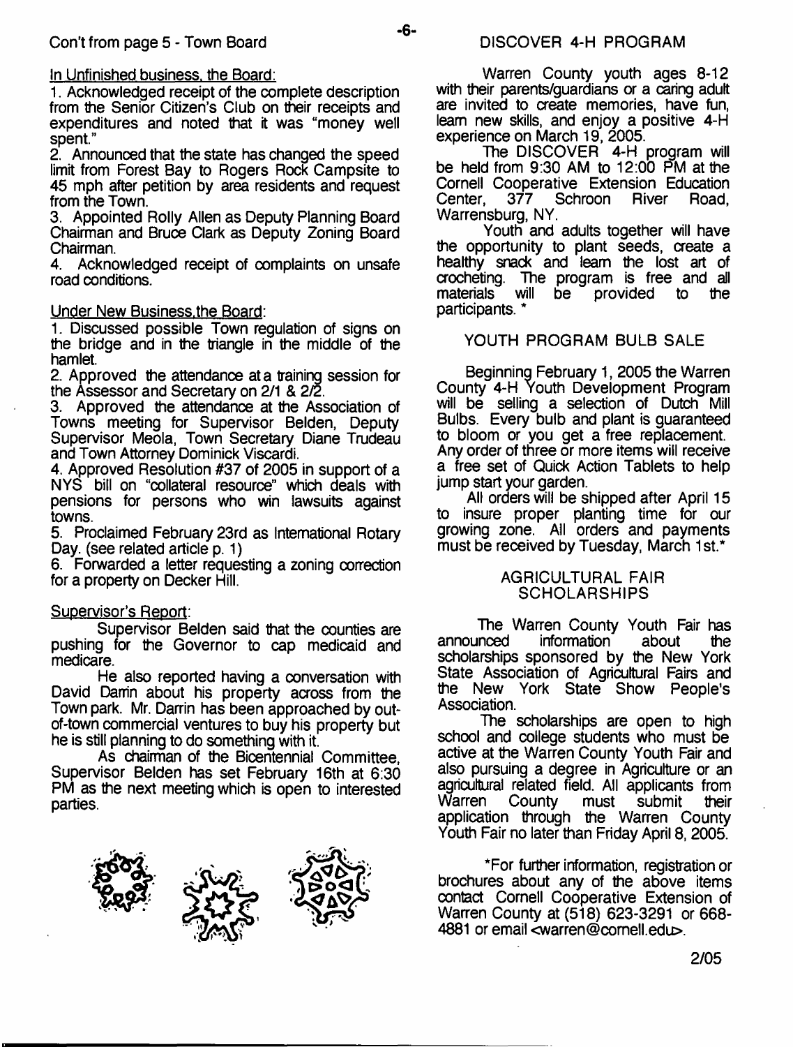Con't from page 5 - Town Board

In Unfinished business, the Board:

1. Acknowledged receipt of the complete description from the Senior Citizen's Club on their receipts and expenditures and noted that it was "money well spent."
2. Announced that the state has changed the speed limit from Forest Bay to Rogers Rock Campsite to 45 mph after petition by area residents and request from the Town.
3. Appointed Rolly Allen as Deputy Planning Board Chairman and Bruce Clark as Deputy Zoning Board Chairman.
4. Acknowledged receipt of complaints on unsafe road conditions.

Under New Business,the Board:

1. Discussed possible Town regulation of signs on the bridge and in the triangle in the middle of the hamlet.
2. Approved the attendance at a training session for the Assessor and Secretary on 2/1 & 2/2.
3. Approved the attendance at the Association of Towns meeting for Supervisor Belden, Deputy Supervisor Meola, Town Secretary Diane Trudeau and Town Attorney Dominick Viscardi.
4. Approved Resolution #37 of 2005 in support of a NYS bill on "collateral resource" which deals with pensions for persons who win lawsuits against towns.
5. Proclaimed February 23rd as International Rotary Day. (see related article p. 1)
6. Forwarded a letter requesting a zoning correction for a property on Decker Hill.

Supervisor's Report:

Supervisor Belden said that the counties are pushing for the Governor to cap medicaid and medicare.

He also reported having a conversation with David Darrin about his property across from the Town park. Mr. Darrin has been approached by out-of-town commercial ventures to buy his property but he is still planning to do something with it.

As chairman of the Bicentennial Committee, Supervisor Belden has set February 16th at 6:30 PM as the next meeting which is open to interested parties.

## DISCOVER 4-H PROGRAM

Warren County youth ages 8-12 with their parents/guardians or a caring adult are invited to create memories, have fun, learn new skills, and enjoy a positive 4-H experience on March 19, 2005.

The DISCOVER 4-H program will be held from 9:30 AM to 12:00 PM at the Cornell Cooperative Extension Education Center, 377 Schroon River Road, Warrensburg, NY.

Youth and adults together will have the opportunity to plant seeds, create a healthy snack and learn the lost art of crocheting. The program is free and all materials will be provided to the participants. *

## YOUTH PROGRAM BULB SALE

Beginning February 1, 2005 the Warren County 4-H Youth Development Program will be selling a selection of Dutch Mill Bulbs. Every bulb and plant is guaranteed to bloom or you get a free replacement. Any order of three or more items will receive a free set of Quick Action Tablets to help jump start your garden.

All orders will be shipped after April 15 to insure proper planting time for our growing zone. All orders and payments must be received by Tuesday, March 1st.*

## AGRICULTURAL FAIR SCHOLARSHIPS

The Warren County Youth Fair has announced information about the scholarships sponsored by the New York State Association of Agricultural Fairs and the New York State Show People's Association.

The scholarships are open to high school and college students who must be active at the Warren County Youth Fair and also pursuing a degree in Agriculture or an agricultural related field. All applicants from Warren County must submit their application through the Warren County Youth Fair no later than Friday April 8, 2005.

*For further information, registration or brochures about any of the above items contact Cornell Cooperative Extension of Warren County at (518) 623-3291 or 668-4881 or email <warren@cornell.edu>.

2/05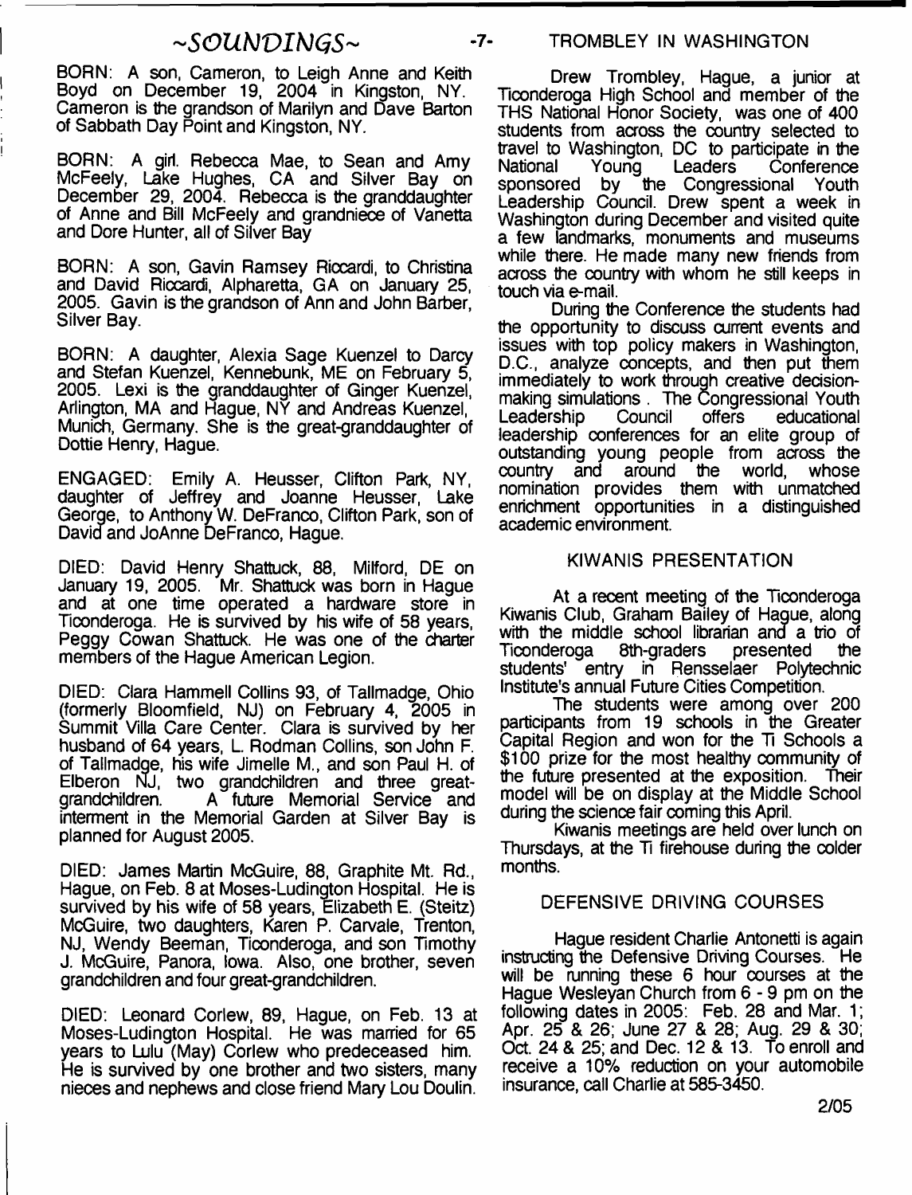## ~SOUNDINGS~

BORN: A son, Cameron, to Leigh Anne and Keith Boyd on December 19, 2004 in Kingston, NY. Cameron is the grandson of Marilyn and Dave Barton of Sabbath Day Point and Kingston, NY.

BORN: A girl. Rebecca Mae, to Sean and Amy McFeely, Lake Hughes, CA and Silver Bay on December 29, 2004. Rebecca is the granddaughter of Anne and Bill McFeely and grandniece of Vanetta and Dore Hunter, all of Silver Bay

BORN: A son, Gavin Ramsey Riccardi, to Christina and David Riccardi, Alpharetta, GA on January 25, 2005. Gavin is the grandson of Ann and John Barber, Silver Bay.

BORN: A daughter, Alexia Sage Kuenzel to Darcy and Stefan Kuenzel, Kennebunk, ME on February 5, 2005. Lexi is the granddaughter of Ginger Kuenzel, Arlington, MA and Hague, NY and Andreas Kuenzel, Munich, Germany. She is the great-granddaughter of Dottie Henry, Hague.

ENGAGED: Emily A. Heusser, Clifton Park, NY, daughter of Jeffrey and Joanne Heusser, Lake George, to Anthony W. DeFranco, Clifton Park, son of David and JoAnne DeFranco, Hague.

DIED: David Henry Shattuck, 88, Milford, DE on January 19, 2005. Mr. Shattuck was born in Hague and at one time operated a hardware store in Ticonderoga. He is survived by his wife of 58 years, Peggy Cowan Shattuck. He was one of the charter members of the Hague American Legion.

DIED: Clara Hammell Collins 93, of Tallmadge, Ohio (formerly Bloomfield, NJ) on February 4, 2005 in Summit Villa Care Center. Clara is survived by her husband of 64 years, L. Rodman Collins, son John F. of Tallmadge, his wife Jimelle M., and son Paul H. of Elberon NJ, two grandchildren and three great-grandchildren. A future Memorial Service and interment in the Memorial Garden at Silver Bay is planned for August 2005.

DIED: James Martin McGuire, 88, Graphite Mt. Rd., Hague, on Feb. 8 at Moses-Ludington Hospital. He is survived by his wife of 58 years, Elizabeth E. (Steitz) McGuire, two daughters, Karen P. Carvale, Trenton, NJ, Wendy Beeman, Ticonderoga, and son Timothy J. McGuire, Panora, Iowa. Also, one brother, seven grandchildren and four great-grandchildren.

DIED: Leonard Corlew, 89, Hague, on Feb. 13 at Moses-Ludington Hospital. He was married for 65 years to Lulu (May) Corlew who predeceased him. He is survived by one brother and two sisters, many nieces and nephews and close friend Mary Lou Doulin.

## TROMBLEY IN WASHINGTON

Drew Trombley, Hague, a junior at Ticonderoga High School and member of the THS National Honor Society, was one of 400 students from across the country selected to travel to Washington, DC to participate in the National Young Leaders Conference sponsored by the Congressional Youth Leadership Council. Drew spent a week in Washington during December and visited quite a few landmarks, monuments and museums while there. He made many new friends from across the country with whom he still keeps in touch via e-mail.

During the Conference the students had the opportunity to discuss current events and issues with top policy makers in Washington, D.C., analyze concepts, and then put them immediately to work through creative decision-making simulations . The Congressional Youth Leadership Council offers educational leadership conferences for an elite group of outstanding young people from across the country and around the world, whose nomination provides them with unmatched enrichment opportunities in a distinguished academic environment.

## KIWANIS PRESENTATION

At a recent meeting of the Ticonderoga Kiwanis Club, Graham Bailey of Hague, along with the middle school librarian and a trio of Ticonderoga 8th-graders presented the students' entry in Rensselaer Polytechnic Institute's annual Future Cities Competition.

The students were among over 200 participants from 19 schools in the Greater Capital Region and won for the Ti Schools a $100 prize for the most healthy community of the future presented at the exposition. Their model will be on display at the Middle School during the science fair coming this April.

Kiwanis meetings are held over lunch on Thursdays, at the Ti firehouse during the colder months.

## DEFENSIVE DRIVING COURSES

Hague resident Charlie Antonetti is again instructing the Defensive Driving Courses. He will be running these 6 hour courses at the Hague Wesleyan Church from 6 - 9 pm on the following dates in 2005: Feb. 28 and Mar. 1; Apr. 25 & 26; June 27 & 28; Aug. 29 & 30; Oct. 24 & 25; and Dec. 12 & 13. To enroll and receive a 10% reduction on your automobile insurance, call Charlie at 585-3450.

2/05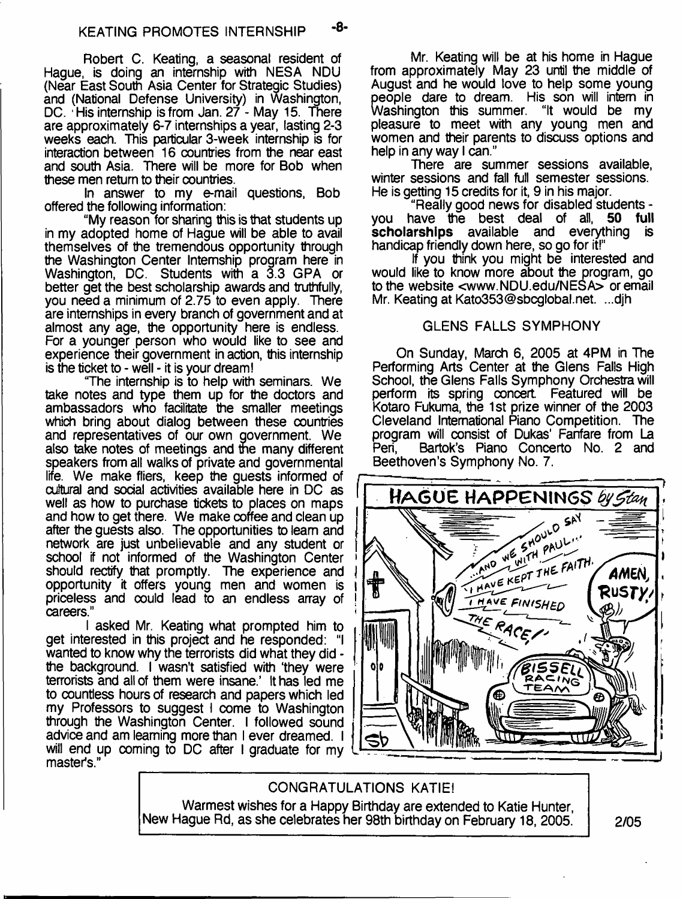## KEATING PROMOTES INTERNSHIP

Robert C. Keating, a seasonal resident of Hague, is doing an internship with NESA NDU (Near East South Asia Center for Strategic Studies) and (National Defense University) in Washington, DC. His internship is from Jan. 27 - May 15. There are approximately 6-7 internships a year, lasting 2-3 weeks each. This particular 3-week internship is for interaction between 16 countries from the near east and south Asia. There will be more for Bob when these men return to their countries.

In answer to my e-mail questions, Bob offered the following information:

"My reason for sharing this is that students up in my adopted home of Hague will be able to avail themselves of the tremendous opportunity through the Washington Center Internship program here in Washington, DC. Students with a 3.3 GPA or better get the best scholarship awards and truthfully, you need a minimum of 2.75 to even apply. There are internships in every branch of government and at almost any age, the opportunity here is endless. For a younger person who would like to see and experience their government in action, this internship is the ticket to - well - it is your dream!

"The internship is to help with seminars. We take notes and type them up for the doctors and ambassadors who facilitate the smaller meetings which bring about dialog between these countries and representatives of our own government. We also take notes of meetings and the many different speakers from all walks of private and governmental life. We make fliers, keep the guests informed of cultural and social activities available here in DC as well as how to purchase tickets to places on maps and how to get there. We make coffee and clean up after the guests also. The opportunities to learn and network are just unbelievable and any student or school if not informed of the Washington Center should rectify that promptly. The experience and opportunity it offers young men and women is priceless and could lead to an endless array of careers."

I asked Mr. Keating what prompted him to get interested in this project and he responded: "I wanted to know why the terrorists did what they did - the background. I wasn't satisfied with 'they' were terrorists and all of them were insane.' It has led me to countless hours of research and papers which led my Professors to suggest I come to Washington through the Washington Center. I followed sound advice and am learning more than I ever dreamed. I will end up coming to DC after I graduate for my master's."

Mr. Keating will be at his home in Hague from approximately May 23 until the middle of August and he would love to help some young people dare to dream. His son will intern in Washington this summer. "It would be my pleasure to meet with any young men and women and their parents to discuss options and help in any way I can."

There are summer sessions available, winter sessions and fall full semester sessions. He is getting 15 credits for it, 9 in his major.

"Really good news for disabled students - you have the best deal of all, **50 full scholarships** available and everything is handicap friendly down here, so go for it!"

If you think you might be interested and would like to know more about the program, go to the website <www.NDU.edu/NESA> or email Mr. Keating at Kato353@sbcglobal.net. ...djh

## GLENS FALLS SYMPHONY

On Sunday, March 6, 2005 at 4PM in The Performing Arts Center at the Glens Falls High School, the Glens Falls Symphony Orchestra will perform its spring concert. Featured will be Kotaro Fukuma, the 1st prize winner of the 2003 Cleveland International Piano Competition. The program will consist of Dukas' Fanfare from La Peri, Bartok's Piano Concerto No. 2 and Beethoven's Symphony No. 7.

HAGUE HAPPENINGS by Stan

## CONGRATULATIONS KATIE!

Warmest wishes for a Happy Birthday are extended to Katie Hunter, New Hague Rd, as she celebrates her 98th birthday on February 18, 2005.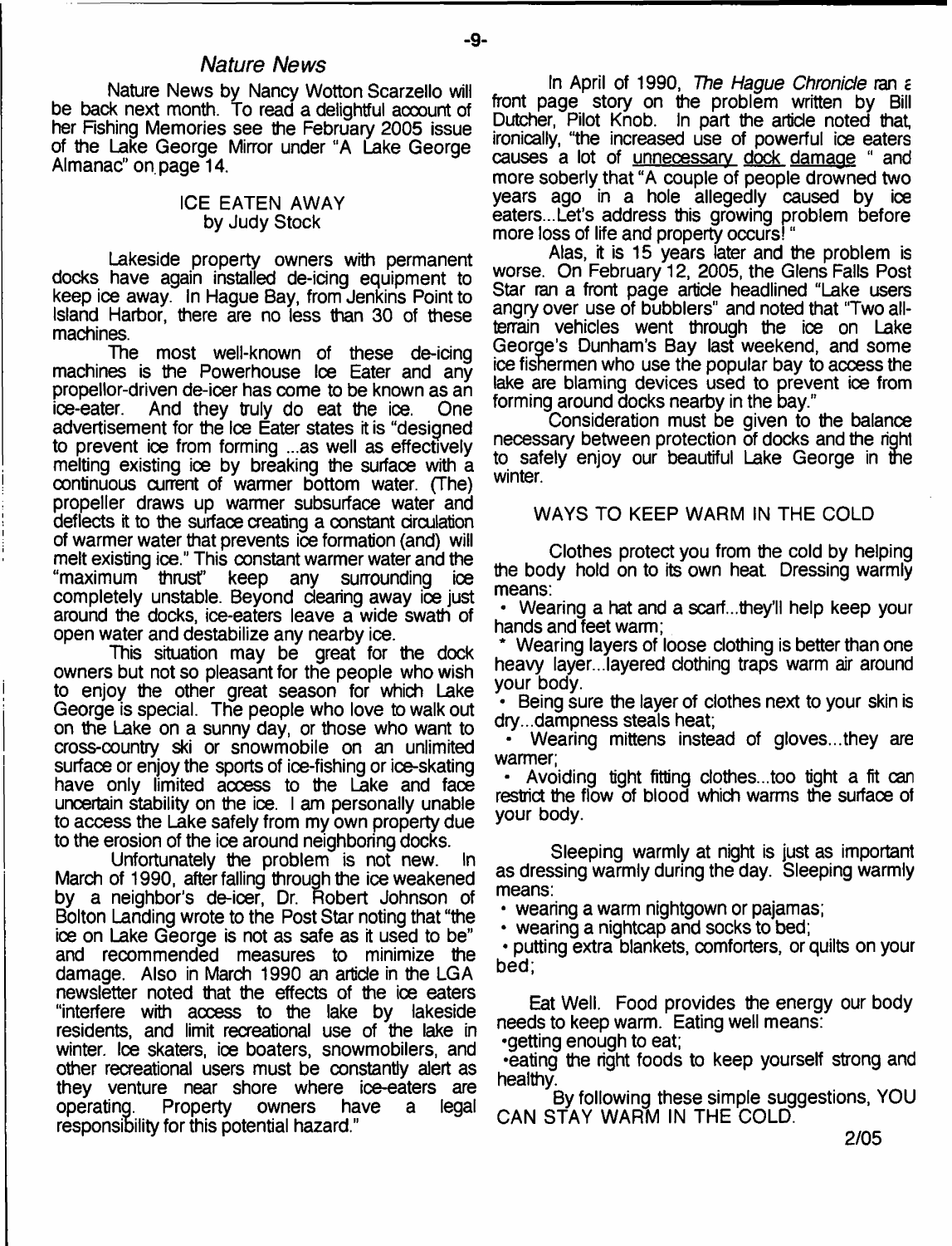## *Nature News*

Nature News by Nancy Wotton Scarzello will be back next month. To read a delightful account of her Fishing Memories see the February 2005 issue of the Lake George Mirror under "A Lake George Almanac" on page 14.

### ICE EATEN AWAY
by Judy Stock

Lakeside property owners with permanent docks have again installed de-icing equipment to keep ice away. In Hague Bay, from Jenkins Point to Island Harbor, there are no less than 30 of these machines.

The most well-known of these de-icing machines is the Powerhouse Ice Eater and any propellor-driven de-icer has come to be known as an ice-eater. And they truly do eat the ice. One advertisement for the Ice Eater states it is "designed to prevent ice from forming ...as well as effectively melting existing ice by breaking the surface with a continuous current of warmer bottom water. (The) propeller draws up warmer subsurface water and deflects it to the surface creating a constant circulation of warmer water that prevents ice formation (and) will melt existing ice." This constant warmer water and the "maximum thrust" keep any surrounding ice completely unstable. Beyond clearing away ice just around the docks, ice-eaters leave a wide swath of open water and destabilize any nearby ice.

This situation may be great for the dock owners but not so pleasant for the people who wish to enjoy the other great season for which Lake George is special. The people who love to walk out on the Lake on a sunny day, or those who want to cross-country ski or snowmobile on an unlimited surface or enjoy the sports of ice-fishing or ice-skating have only limited access to the Lake and face uncertain stability on the ice. I am personally unable to access the Lake safely from my own property due to the erosion of the ice around neighboring docks.

Unfortunately the problem is not new. In March of 1990, after falling through the ice weakened by a neighbor's de-icer, Dr. Robert Johnson of Bolton Landing wrote to the Post Star noting that "the ice on Lake George is not as safe as it used to be" and recommended measures to minimize the damage. Also in March 1990 an article in the LGA newsletter noted that the effects of the ice eaters "interfere with access to the lake by lakeside residents, and limit recreational use of the lake in winter. Ice skaters, ice boaters, snowmobilers, and other recreational users must be constantly alert as they venture near shore where ice-eaters are operating. Property owners have a legal responsibility for this potential hazard."

In April of 1990, *The Hague Chronicle* ran a front page story on the problem written by Bill Dutcher, Pilot Knob. In part the article noted that, ironically, "the increased use of powerful ice eaters causes a lot of <u>unnecessary dock damage</u> " and more soberly that "A couple of people drowned two years ago in a hole allegedly caused by ice eaters...Let's address this growing problem before more loss of life and property occurs! "

Alas, it is 15 years later and the problem is worse. On February 12, 2005, the Glens Falls Post Star ran a front page article headlined "Lake users angry over use of bubblers" and noted that "Two all-terrain vehicles went through the ice on Lake George's Dunham's Bay last weekend, and some ice fishermen who use the popular bay to access the lake are blaming devices used to prevent ice from forming around docks nearby in the bay."

Consideration must be given to the balance necessary between protection of docks and the right to safely enjoy our beautiful Lake George in the winter.

### WAYS TO KEEP WARM IN THE COLD

Clothes protect you from the cold by helping the body hold on to its own heat. Dressing warmly means:

- Wearing a hat and a scarf...they'll help keep your hands and feet warm;
- Wearing layers of loose clothing is better than one heavy layer...layered clothing traps warm air around your body.
- Being sure the layer of clothes next to your skin is dry...dampness steals heat;
- Wearing mittens instead of gloves...they are warmer;
- Avoiding tight fitting clothes...too tight a fit can restrict the flow of blood which warms the surface of your body.

Sleeping warmly at night is just as important as dressing warmly during the day. Sleeping warmly means:

- wearing a warm nightgown or pajamas;
- wearing a nightcap and socks to bed;
- putting extra blankets, comforters, or quilts on your bed;

Eat Well. Food provides the energy our body needs to keep warm. Eating well means:

- getting enough to eat;
- eating the right foods to keep yourself strong and healthy.

By following these simple suggestions, YOU CAN STAY WARM IN THE COLD.

2/05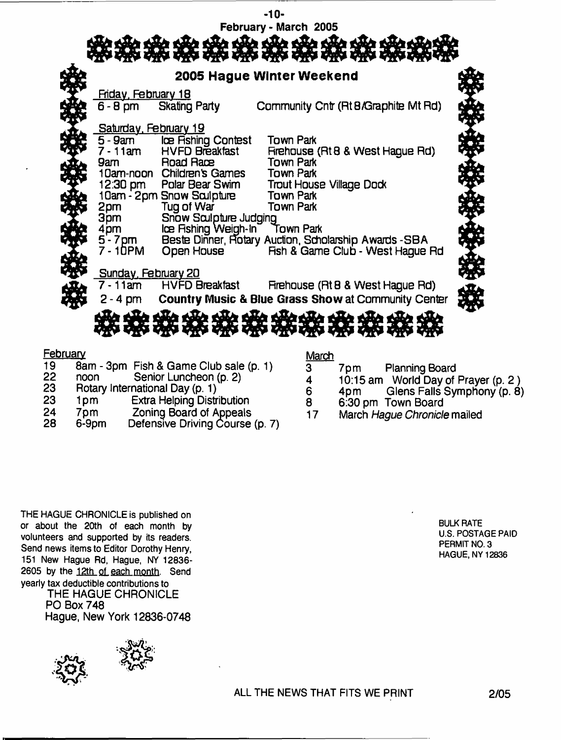## 2005 Hague Winter Weekend

Friday, February 18

| | | |
|---|---|---|
| 6 - 8 pm | Skating Party | Community Cntr (Rt 8/Graphite Mt Rd) |

Saturday, February 19

| | | |
|---|---|---|
| 5 - 9am | Ice Fishing Contest | Town Park |
| 7 - 11am | HVFD Breakfast | Firehouse (Rt 8 & West Hague Rd) |
| 9am | Road Race | Town Park |
| 10am-noon | Children's Games | Town Park |
| 12:30 pm | Polar Bear Swim | Trout House Village Dock |
| 10am - 2pm | Snow Sculpture | Town Park |
| 2pm | Tug of War | Town Park |
| 3pm | Snow Sculpture Judging | |
| 4pm | Ice Fishing Weigh-In | Town Park |
| 5 - 7pm | Beste Dinner, Rotary Auction, Scholarship Awards -SBA | |
| 7 - 10PM | Open House | Fish & Game Club - West Hague Rd |

Sunday, February 20

| | | |
|---|---|---|
| 7 - 11am | HVFD Breakfast | Firehouse (Rt 8 & West Hague Rd) |
| 2 - 4 pm | **Country Music & Blue Grass Show** at Community Center | |

February

| | | |
|---|---|---|
| 19 | 8am - 3pm | Fish & Game Club sale (p. 1) |
| 22 | noon | Senior Luncheon (p. 2) |
| 23 | | Rotary International Day (p. 1) |
| 23 | 1pm | Extra Helping Distribution |
| 24 | 7pm | Zoning Board of Appeals |
| 28 | 6-9pm | Defensive Driving Course (p. 7) |

March

| | | |
|---|---|---|
| 3 | 7pm | Planning Board |
| 4 | 10:15 am | World Day of Prayer (p. 2) |
| 6 | 4pm | Glens Falls Symphony (p. 8) |
| 8 | 6:30 pm | Town Board |
| 17 | | March *Hague Chronicle* mailed |

THE HAGUE CHRONICLE is published on or about the 20th of each month by volunteers and supported by its readers. Send news items to Editor Dorothy Henry, 151 New Hague Rd, Hague, NY 12836-2605 by the 12th of each month. Send yearly tax deductible contributions to

THE HAGUE CHRONICLE
PO Box 748
Hague, New York 12836-0748

BULK RATE
U.S. POSTAGE PAID
PERMIT NO. 3
HAGUE, NY 12836

ALL THE NEWS THAT FITS WE PRINT

2/05